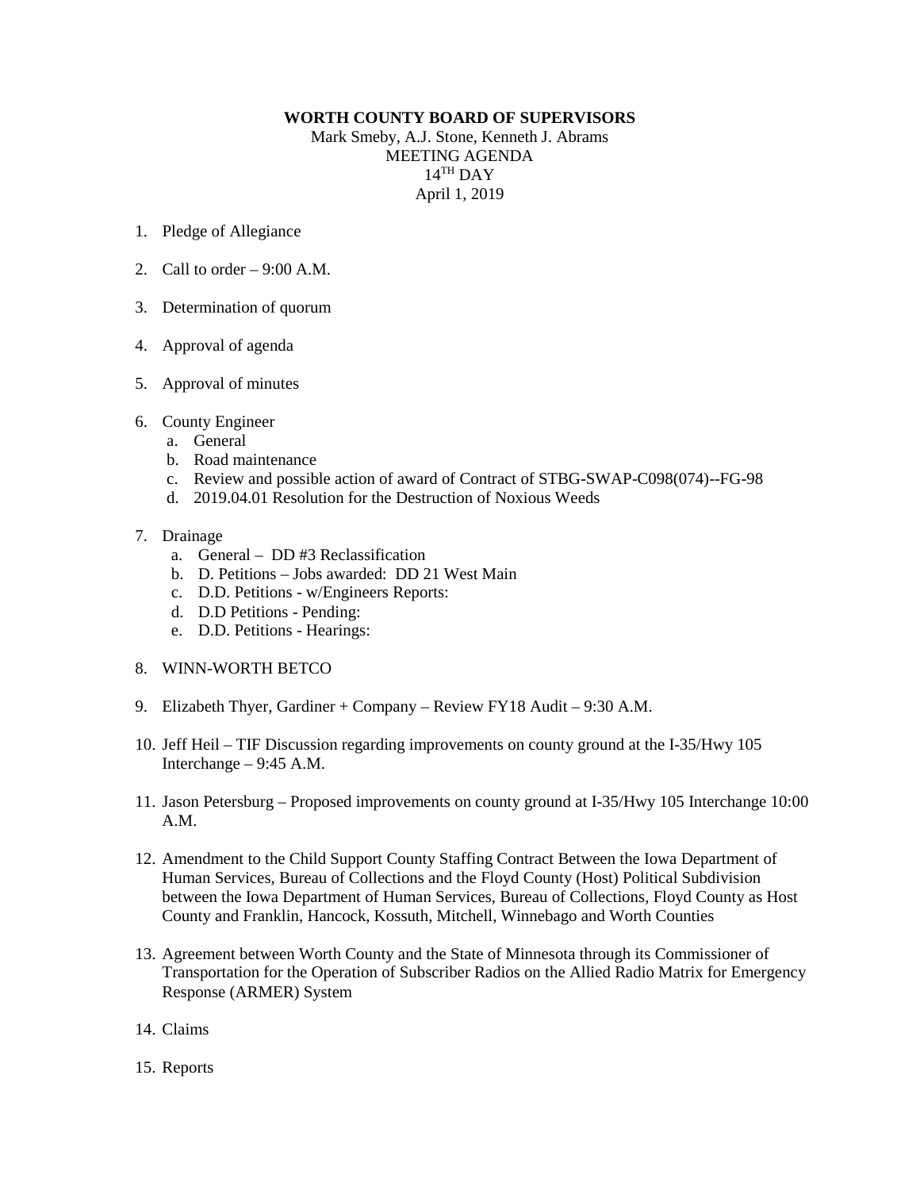**WORTH COUNTY BOARD OF SUPERVISORS**

Mark Smeby, A.J. Stone, Kenneth J. Abrams
MEETING AGENDA
14TH DAY
April 1, 2019

1. Pledge of Allegiance

2. Call to order – 9:00 A.M.

3. Determination of quorum

4. Approval of agenda

5. Approval of minutes

6. County Engineer
   a. General
   b. Road maintenance
   c. Review and possible action of award of Contract of STBG-SWAP-C098(074)--FG-98
   d. 2019.04.01 Resolution for the Destruction of Noxious Weeds

7. Drainage
   a. General – DD #3 Reclassification
   b. D. Petitions – Jobs awarded: DD 21 West Main
   c. D.D. Petitions - w/Engineers Reports:
   d. D.D Petitions - Pending:
   e. D.D. Petitions - Hearings:

8. WINN-WORTH BETCO

9. Elizabeth Thyer, Gardiner + Company – Review FY18 Audit – 9:30 A.M.

10. Jeff Heil – TIF Discussion regarding improvements on county ground at the I-35/Hwy 105 Interchange – 9:45 A.M.

11. Jason Petersburg – Proposed improvements on county ground at I-35/Hwy 105 Interchange 10:00 A.M.

12. Amendment to the Child Support County Staffing Contract Between the Iowa Department of Human Services, Bureau of Collections and the Floyd County (Host) Political Subdivision between the Iowa Department of Human Services, Bureau of Collections, Floyd County as Host County and Franklin, Hancock, Kossuth, Mitchell, Winnebago and Worth Counties

13. Agreement between Worth County and the State of Minnesota through its Commissioner of Transportation for the Operation of Subscriber Radios on the Allied Radio Matrix for Emergency Response (ARMER) System

14. Claims

15. Reports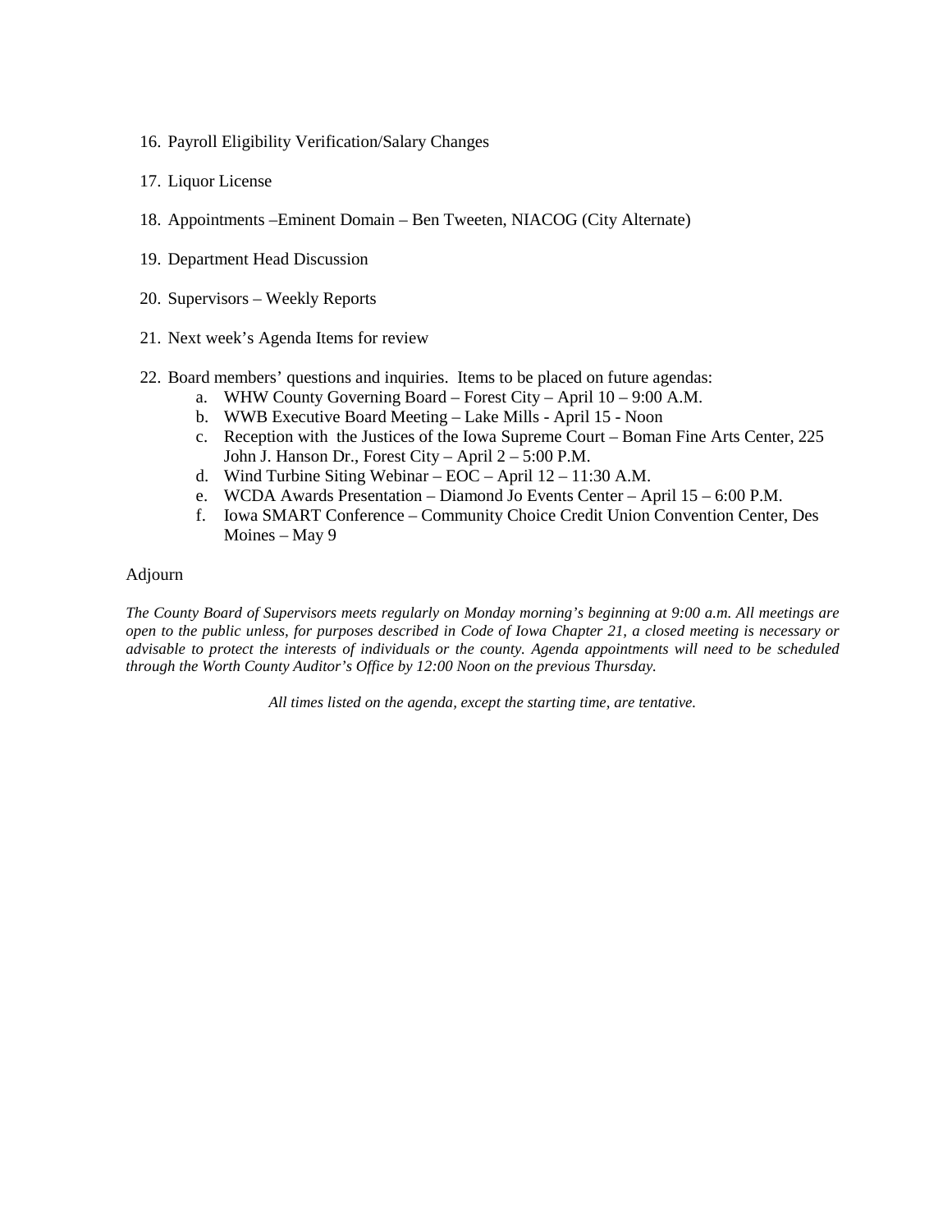16. Payroll Eligibility Verification/Salary Changes

17. Liquor License

18. Appointments –Eminent Domain – Ben Tweeten, NIACOG (City Alternate)

19. Department Head Discussion

20. Supervisors – Weekly Reports

21. Next week's Agenda Items for review

22. Board members' questions and inquiries. Items to be placed on future agendas:
    a. WHW County Governing Board – Forest City – April 10 – 9:00 A.M.
    b. WWB Executive Board Meeting – Lake Mills - April 15 - Noon
    c. Reception with the Justices of the Iowa Supreme Court – Boman Fine Arts Center, 225 John J. Hanson Dr., Forest City – April 2 – 5:00 P.M.
    d. Wind Turbine Siting Webinar – EOC – April 12 – 11:30 A.M.
    e. WCDA Awards Presentation – Diamond Jo Events Center – April 15 – 6:00 P.M.
    f. Iowa SMART Conference – Community Choice Credit Union Convention Center, Des Moines – May 9

Adjourn

*The County Board of Supervisors meets regularly on Monday morning's beginning at 9:00 a.m. All meetings are open to the public unless, for purposes described in Code of Iowa Chapter 21, a closed meeting is necessary or advisable to protect the interests of individuals or the county. Agenda appointments will need to be scheduled through the Worth County Auditor's Office by 12:00 Noon on the previous Thursday.*

*All times listed on the agenda, except the starting time, are tentative.*